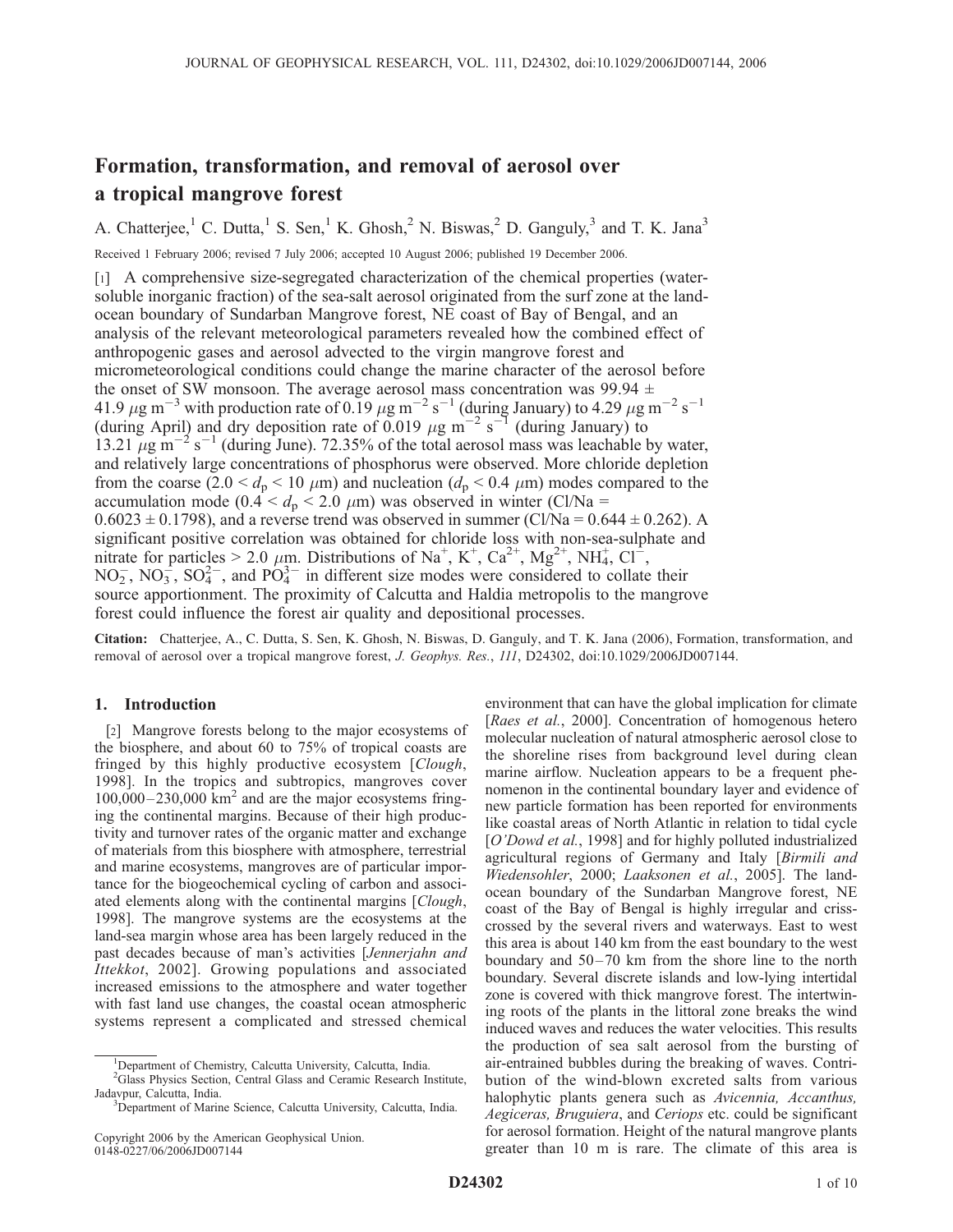# Formation, transformation, and removal of aerosol over a tropical mangrove forest

A. Chatterjee,[1] C. Dutta,[1] S. Sen,[1] K. Ghosh,[2] N. Biswas,[2] D. Ganguly,[3] and T. K. Jana[3]

Received 1 February 2006; revised 7 July 2006; accepted 10 August 2006; published 19 December 2006.

[1] A comprehensive size-segregated characterization of the chemical properties (water-soluble inorganic fraction) of the sea-salt aerosol originated from the surf zone at the land-ocean boundary of Sundarban Mangrove forest, NE coast of Bay of Bengal, and an analysis of the relevant meteorological parameters revealed how the combined effect of anthropogenic gases and aerosol advected to the virgin mangrove forest and micrometeorological conditions could change the marine character of the aerosol before the onset of SW monsoon. The average aerosol mass concentration was 99.94 ± 41.9 $\mu g\ m^{-3}$ with production rate of 0.19 $\mu g\ m^{-2}\ s^{-1}$ (during January) to 4.29 $\mu g\ m^{-2}\ s^{-1}$ (during April) and dry deposition rate of 0.019 $\mu g\ m^{-2}\ s^{-1}$ (during January) to 13.21 $\mu g\ m^{-2}\ s^{-1}$ (during June). 72.35% of the total aerosol mass was leachable by water, and relatively large concentrations of phosphorus were observed. More chloride depletion from the coarse ($2.0 < d_p < 10\ \mu m$) and nucleation ($d_p < 0.4\ \mu m$) modes compared to the accumulation mode ($0.4 < d_p < 2.0\ \mu m$) was observed in winter (Cl/Na = 0.6023 ± 0.1798), and a reverse trend was observed in summer (Cl/Na = 0.644 ± 0.262). A significant positive correlation was obtained for chloride loss with non-sea-sulphate and nitrate for particles > 2.0 $\mu m$. Distributions of $Na^+$, $K^+$, $Ca^{2+}$, $Mg^{2+}$, $NH_4^+$, $Cl^-$, $NO_2^-$, $NO_3^-$, $SO_4^{2-}$, and $PO_4^{3-}$ in different size modes were considered to collate their source apportionment. The proximity of Calcutta and Haldia metropolis to the mangrove forest could influence the forest air quality and depositional processes.

**Citation:** Chatterjee, A., C. Dutta, S. Sen, K. Ghosh, N. Biswas, D. Ganguly, and T. K. Jana (2006), Formation, transformation, and removal of aerosol over a tropical mangrove forest, *J. Geophys. Res.*, *111*, D24302, doi:10.1029/2006JD007144.

## 1. Introduction

[2] Mangrove forests belong to the major ecosystems of the biosphere, and about 60 to 75% of tropical coasts are fringed by this highly productive ecosystem [*Clough*, 1998]. In the tropics and subtropics, mangroves cover 100,000–230,000 $km^2$ and are the major ecosystems fringing the continental margins. Because of their high productivity and turnover rates of the organic matter and exchange of materials from this biosphere with atmosphere, terrestrial and marine ecosystems, mangroves are of particular importance for the biogeochemical cycling of carbon and associated elements along with the continental margins [*Clough*, 1998]. The mangrove systems are the ecosystems at the land-sea margin whose area has been largely reduced in the past decades because of man's activities [*Jennerjahn and Ittekkot*, 2002]. Growing populations and associated increased emissions to the atmosphere and water together with fast land use changes, the coastal ocean atmospheric systems represent a complicated and stressed chemical environment that can have the global implication for climate [*Raes et al.*, 2000]. Concentration of homogenous hetero molecular nucleation of natural atmospheric aerosol close to the shoreline rises from background level during clean marine airflow. Nucleation appears to be a frequent phenomenon in the continental boundary layer and evidence of new particle formation has been reported for environments like coastal areas of North Atlantic in relation to tidal cycle [*O'Dowd et al.*, 1998] and for highly polluted industrialized agricultural regions of Germany and Italy [*Birmili and Wiedensohler*, 2000; *Laaksonen et al.*, 2005]. The land-ocean boundary of the Sundarban Mangrove forest, NE coast of the Bay of Bengal is highly irregular and criss-crossed by the several rivers and waterways. East to west this area is about 140 km from the east boundary to the west boundary and 50–70 km from the shore line to the north boundary. Several discrete islands and low-lying intertidal zone is covered with thick mangrove forest. The intertwining roots of the plants in the littoral zone breaks the wind induced waves and reduces the water velocities. This results the production of sea salt aerosol from the bursting of air-entrained bubbles during the breaking of waves. Contribution of the wind-blown excreted salts from various halophytic plants genera such as *Avicennia, Accanthus, Aegiceras, Bruguiera*, and *Ceriops* etc. could be significant for aerosol formation. Height of the natural mangrove plants greater than 10 m is rare. The climate of this area is

---

[1] Department of Chemistry, Calcutta University, Calcutta, India.
[2] Glass Physics Section, Central Glass and Ceramic Research Institute, Jadavpur, Calcutta, India.
[3] Department of Marine Science, Calcutta University, Calcutta, India.

Copyright 2006 by the American Geophysical Union.
0148-0227/06/2006JD007144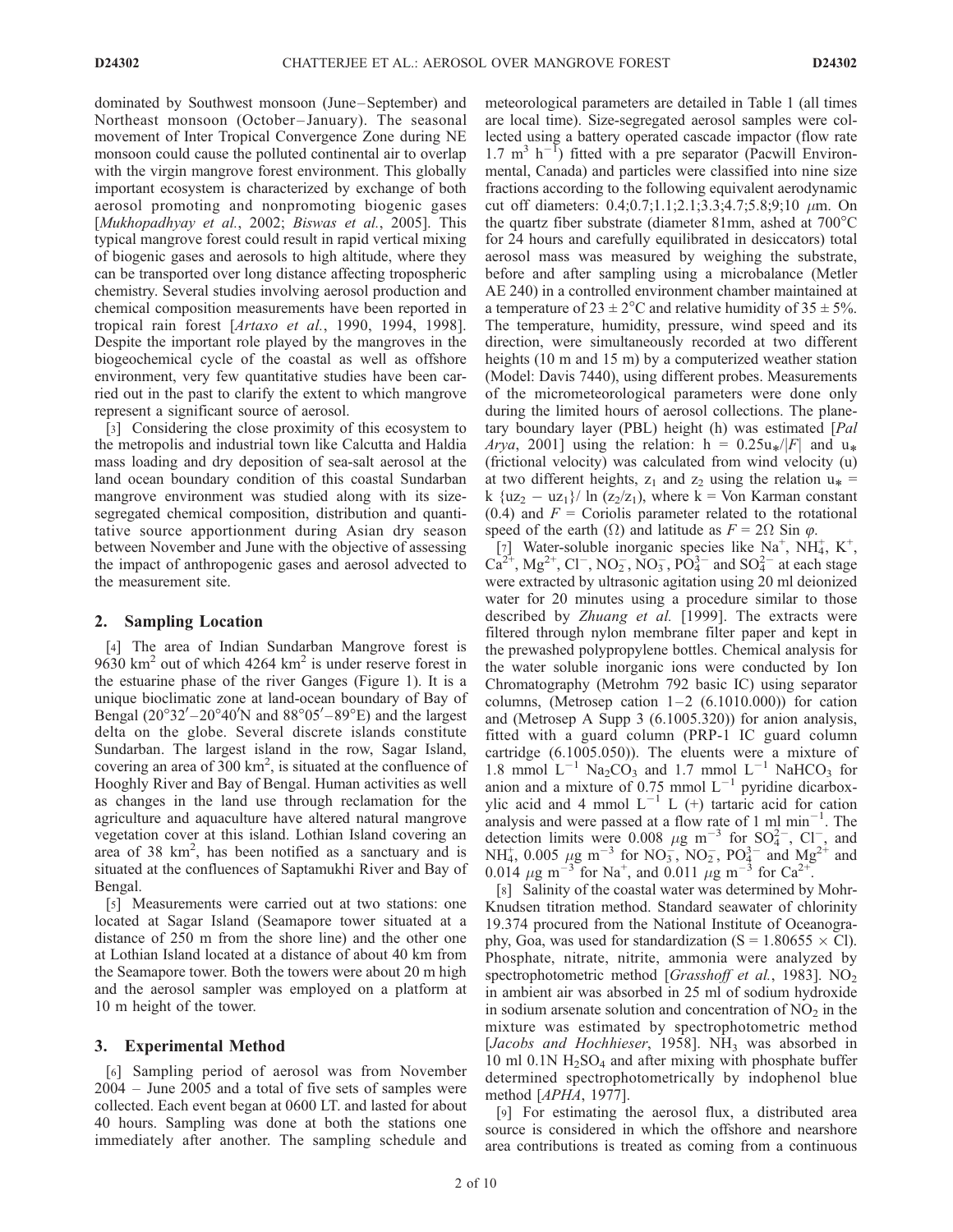dominated by Southwest monsoon (June–September) and Northeast monsoon (October–January). The seasonal movement of Inter Tropical Convergence Zone during NE monsoon could cause the polluted continental air to overlap with the virgin mangrove forest environment. This globally important ecosystem is characterized by exchange of both aerosol promoting and nonpromoting biogenic gases [*Mukhopadhyay et al.*, 2002; *Biswas et al.*, 2005]. This typical mangrove forest could result in rapid vertical mixing of biogenic gases and aerosols to high altitude, where they can be transported over long distance affecting tropospheric chemistry. Several studies involving aerosol production and chemical composition measurements have been reported in tropical rain forest [*Artaxo et al.*, 1990, 1994, 1998]. Despite the important role played by the mangroves in the biogeochemical cycle of the coastal as well as offshore environment, very few quantitative studies have been carried out in the past to clarify the extent to which mangrove represent a significant source of aerosol.

[3] Considering the close proximity of this ecosystem to the metropolis and industrial town like Calcutta and Haldia mass loading and dry deposition of sea-salt aerosol at the land ocean boundary condition of this coastal Sundarban mangrove environment was studied along with its size-segregated chemical composition, distribution and quantitative source apportionment during Asian dry season between November and June with the objective of assessing the impact of anthropogenic gases and aerosol advected to the measurement site.

## 2. Sampling Location

[4] The area of Indian Sundarban Mangrove forest is 9630 $km^2$ out of which 4264 $km^2$ is under reserve forest in the estuarine phase of the river Ganges (Figure 1). It is a unique bioclimatic zone at land-ocean boundary of Bay of Bengal (20°32′–20°40′N and 88°05′–89°E) and the largest delta on the globe. Several discrete islands constitute Sundarban. The largest island in the row, Sagar Island, covering an area of 300 $km^2$, is situated at the confluence of Hooghly River and Bay of Bengal. Human activities as well as changes in the land use through reclamation for the agriculture and aquaculture have altered natural mangrove vegetation cover at this island. Lothian Island covering an area of 38 $km^2$, has been notified as a sanctuary and is situated at the confluences of Saptamukhi River and Bay of Bengal.

[5] Measurements were carried out at two stations: one located at Sagar Island (Seamapore tower situated at a distance of 250 m from the shore line) and the other one at Lothian Island located at a distance of about 40 km from the Seamapore tower. Both the towers were about 20 m high and the aerosol sampler was employed on a platform at 10 m height of the tower.

## 3. Experimental Method

[6] Sampling period of aerosol was from November 2004 – June 2005 and a total of five sets of samples were collected. Each event began at 0600 LT. and lasted for about 40 hours. Sampling was done at both the stations one immediately after another. The sampling schedule and meteorological parameters are detailed in Table 1 (all times are local time). Size-segregated aerosol samples were collected using a battery operated cascade impactor (flow rate 1.7 $m^3\ h^{-1}$) fitted with a pre separator (Pacwill Environmental, Canada) and particles were classified into nine size fractions according to the following equivalent aerodynamic cut off diameters: 0.4;0.7;1.1;2.1;3.3;4.7;5.8;9;10 $\mu$m. On the quartz fiber substrate (diameter 81mm, ashed at 700°C for 24 hours and carefully equilibrated in desiccators) total aerosol mass was measured by weighing the substrate, before and after sampling using a microbalance (Metler AE 240) in a controlled environment chamber maintained at a temperature of 23 ± 2°C and relative humidity of 35 ± 5%. The temperature, humidity, pressure, wind speed and its direction, were simultaneously recorded at two different heights (10 m and 15 m) by a computerized weather station (Model: Davis 7440), using different probes. Measurements of the micrometeorological parameters were done only during the limited hours of aerosol collections. The planetary boundary layer (PBL) height (h) was estimated [*Pal Arya*, 2001] using the relation: $h = 0.25u_*/|F|$ and $u_*$ (frictional velocity) was calculated from wind velocity (u) at two different heights, $z_1$ and $z_2$ using the relation $u_* = k\ \{uz_2 - uz_1\}/\ \ln(z_2/z_1)$, where k = Von Karman constant (0.4) and $F$ = Coriolis parameter related to the rotational speed of the earth ($\Omega$) and latitude as $F = 2\Omega\ \mathrm{Sin}\ \varphi$.

[7] Water-soluble inorganic species like $Na^+$, $NH_4^+$, $K^+$, $Ca^{2+}$, $Mg^{2+}$, $Cl^-$, $NO_2^-$, $NO_3^-$, $PO_4^{3-}$ and $SO_4^{2-}$ at each stage were extracted by ultrasonic agitation using 20 ml deionized water for 20 minutes using a procedure similar to those described by *Zhuang et al.* [1999]. The extracts were filtered through nylon membrane filter paper and kept in the prewashed polypropylene bottles. Chemical analysis for the water soluble inorganic ions were conducted by Ion Chromatography (Metrohm 792 basic IC) using separator columns, (Metrosep cation 1–2 (6.1010.000)) for cation and (Metrosep A Supp 3 (6.1005.320)) for anion analysis, fitted with a guard column (PRP-1 IC guard column cartridge (6.1005.050)). The eluents were a mixture of 1.8 mmol $L^{-1}$ $Na_2CO_3$ and 1.7 mmol $L^{-1}$ $NaHCO_3$ for anion and a mixture of 0.75 mmol $L^{-1}$ pyridine dicarboxylic acid and 4 mmol $L^{-1}$ L (+) tartaric acid for cation analysis and were passed at a flow rate of 1 ml $min^{-1}$. The detection limits were 0.008 $\mu g\ m^{-3}$ for $SO_4^{2-}$, $Cl^-$, and $NH_4^+$, 0.005 $\mu g\ m^{-3}$ for $NO_3^-$, $NO_2^-$, $PO_4^{3-}$ and $Mg^{2+}$ and 0.014 $\mu g\ m^{-3}$ for $Na^+$, and 0.011 $\mu g\ m^{-3}$ for $Ca^{2+}$.

[8] Salinity of the coastal water was determined by Mohr-Knudsen titration method. Standard seawater of chlorinity 19.374 procured from the National Institute of Oceanography, Goa, was used for standardization (S = 1.80655 × Cl). Phosphate, nitrate, nitrite, ammonia were analyzed by spectrophotometric method [*Grasshoff et al.*, 1983]. $NO_2$ in ambient air was absorbed in 25 ml of sodium hydroxide in sodium arsenate solution and concentration of $NO_2$ in the mixture was estimated by spectrophotometric method [*Jacobs and Hochhieser*, 1958]. $NH_3$ was absorbed in 10 ml 0.1N $H_2SO_4$ and after mixing with phosphate buffer determined spectrophotometrically by indophenol blue method [*APHA*, 1977].

[9] For estimating the aerosol flux, a distributed area source is considered in which the offshore and nearshore area contributions is treated as coming from a continuous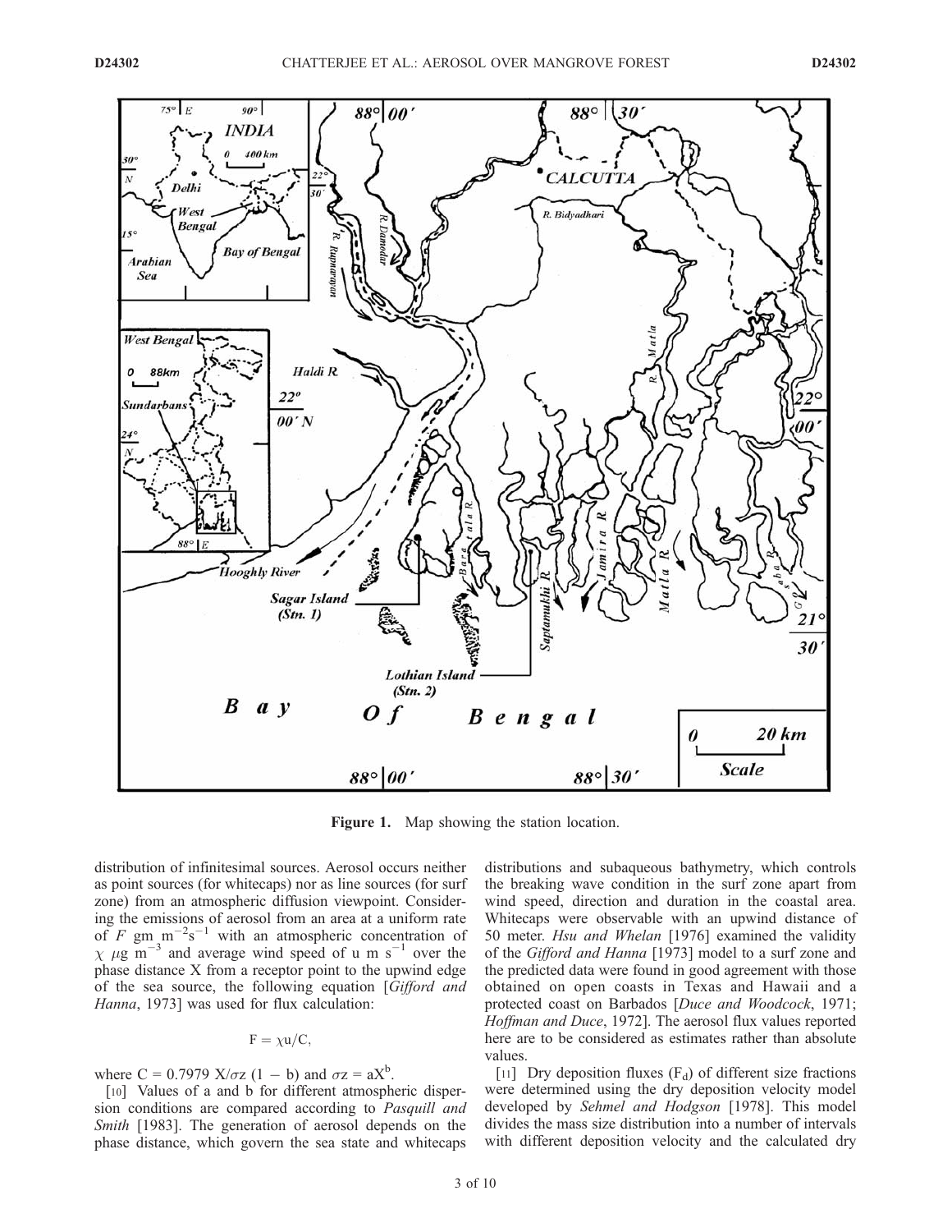Figure 1. Map showing the station location.

distribution of infinitesimal sources. Aerosol occurs neither as point sources (for whitecaps) nor as line sources (for surf zone) from an atmospheric diffusion viewpoint. Considering the emissions of aerosol from an area at a uniform rate of $F$ gm $m^{-2}s^{-1}$ with an atmospheric concentration of $\chi$ $\mu$g $m^{-3}$ and average wind speed of u m $s^{-1}$ over the phase distance X from a receptor point to the upwind edge of the sea source, the following equation [*Gifford and Hanna*, 1973] was used for flux calculation:

$$F = \chi u/C,$$

where C = 0.7979 X/$\sigma$z (1 − b) and $\sigma z = aX^b$.

[10] Values of a and b for different atmospheric dispersion conditions are compared according to *Pasquill and Smith* [1983]. The generation of aerosol depends on the phase distance, which govern the sea state and whitecaps distributions and subaqueous bathymetry, which controls the breaking wave condition in the surf zone apart from wind speed, direction and duration in the coastal area. Whitecaps were observable with an upwind distance of 50 meter. *Hsu and Whelan* [1976] examined the validity of the *Gifford and Hanna* [1973] model to a surf zone and the predicted data were found in good agreement with those obtained on open coasts in Texas and Hawaii and a protected coast on Barbados [*Duce and Woodcock*, 1971; *Hoffman and Duce*, 1972]. The aerosol flux values reported here are to be considered as estimates rather than absolute values.

[11] Dry deposition fluxes ($F_d$) of different size fractions were determined using the dry deposition velocity model developed by *Sehmel and Hodgson* [1978]. This model divides the mass size distribution into a number of intervals with different deposition velocity and the calculated dry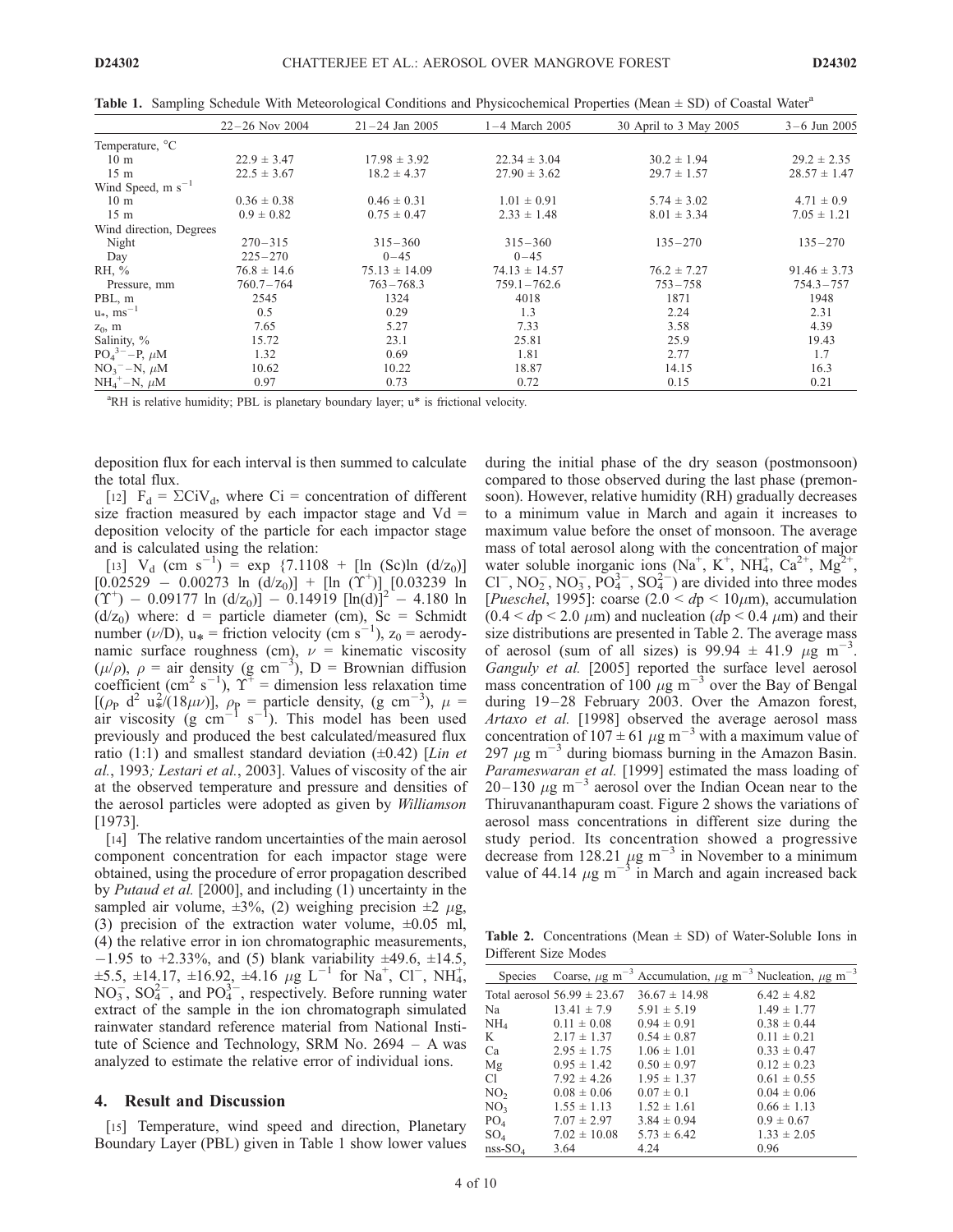**Table 1.** Sampling Schedule With Meteorological Conditions and Physicochemical Properties (Mean ± SD) of Coastal Water[a]

| | 22–26 Nov 2004 | 21–24 Jan 2005 | 1–4 March 2005 | 30 April to 3 May 2005 | 3–6 Jun 2005 |
|---|---|---|---|---|---|
| Temperature, °C | | | | | |
| 10 m | 22.9 ± 3.47 | 17.98 ± 3.92 | 22.34 ± 3.04 | 30.2 ± 1.94 | 29.2 ± 2.35 |
| 15 m | 22.5 ± 3.67 | 18.2 ± 4.37 | 27.90 ± 3.62 | 29.7 ± 1.57 | 28.57 ± 1.47 |
| Wind Speed, m $s^{-1}$ | | | | | |
| 10 m | 0.36 ± 0.38 | 0.46 ± 0.31 | 1.01 ± 0.91 | 5.74 ± 3.02 | 4.71 ± 0.9 |
| 15 m | 0.9 ± 0.82 | 0.75 ± 0.47 | 2.33 ± 1.48 | 8.01 ± 3.34 | 7.05 ± 1.21 |
| Wind direction, Degrees | | | | | |
| Night | 270–315 | 315–360 | 315–360 | 135–270 | 135–270 |
| Day | 225–270 | 0–45 | 0–45 | | |
| RH, % | 76.8 ± 14.6 | 75.13 ± 14.09 | 74.13 ± 14.57 | 76.2 ± 7.27 | 91.46 ± 3.73 |
| Pressure, mm | 760.7–764 | 763–768.3 | 759.1–762.6 | 753–758 | 754.3–757 |
| PBL, m | 2545 | 1324 | 4018 | 1871 | 1948 |
| $u_*$, $ms^{-1}$ | 0.5 | 0.29 | 1.3 | 2.24 | 2.31 |
| $z_0$, m | 7.65 | 5.27 | 7.33 | 3.58 | 4.39 |
| Salinity, % | 15.72 | 23.1 | 25.81 | 25.9 | 19.43 |
| $PO_4^{3-}$–P, $\mu$M | 1.32 | 0.69 | 1.81 | 2.77 | 1.7 |
| $NO_3^-$–N, $\mu$M | 10.62 | 10.22 | 18.87 | 14.15 | 16.3 |
| $NH_4^+$–N, $\mu$M | 0.97 | 0.73 | 0.72 | 0.15 | 0.21 |

[a]RH is relative humidity; PBL is planetary boundary layer; u* is frictional velocity.

deposition flux for each interval is then summed to calculate the total flux.

[12] $F_d = \Sigma C_i V_d$, where Ci = concentration of different size fraction measured by each impactor stage and Vd = deposition velocity of the particle for each impactor stage and is calculated using the relation:

[13] $V_d$ (cm $s^{-1}$) = exp {7.1108 + [ln (Sc)ln $(d/z_0)$] [0.02529 − 0.00273 ln $(d/z_0)$] + [ln $(\Upsilon^+)$] [0.03239 ln $(\Upsilon^+)$ − 0.09177 ln $(d/z_0)$] − 0.14919 $[\ln(d)]^2$ − 4.180 ln $(d/z_0)$ where: d = particle diameter (cm), Sc = Schmidt number ($\nu$/D), $u_*$ = friction velocity (cm $s^{-1}$), $z_0$ = aerodynamic surface roughness (cm), $\nu$ = kinematic viscosity ($\mu/\rho$), $\rho$ = air density (g $cm^{-3}$), D = Brownian diffusion coefficient ($cm^2$ $s^{-1}$), $\Upsilon^+$ = dimension less relaxation time $[(\rho_P\ d^2\ u_*^2/(18\mu\nu)]$, $\rho_P$ = particle density, (g $cm^{-3}$), $\mu$ = air viscosity (g $cm^{-1}$ $s^{-1}$). This model has been used previously and produced the best calculated/measured flux ratio (1:1) and smallest standard deviation (±0.42) [*Lin et al.*, 1993; *Lestari et al.*, 2003]. Values of viscosity of the air at the observed temperature and pressure and densities of the aerosol particles were adopted as given by *Williamson* [1973].

[14] The relative random uncertainties of the main aerosol component concentration for each impactor stage were obtained, using the procedure of error propagation described by *Putaud et al.* [2000], and including (1) uncertainty in the sampled air volume, ±3%, (2) weighing precision ±2 $\mu$g, (3) precision of the extraction water volume, ±0.05 ml, (4) the relative error in ion chromatographic measurements, −1.95 to +2.33%, and (5) blank variability ±49.6, ±14.5, ±5.5, ±14.17, ±16.92, ±4.16 $\mu$g $L^{-1}$ for $Na^+$, $Cl^-$, $NH_4^+$, $NO_3^-$, $SO_4^{2-}$, and $PO_4^{3-}$, respectively. Before running water extract of the sample in the ion chromatograph simulated rainwater standard reference material from National Institute of Science and Technology, SRM No. 2694 – A was analyzed to estimate the relative error of individual ions.

## 4. Result and Discussion

[15] Temperature, wind speed and direction, Planetary Boundary Layer (PBL) given in Table 1 show lower values during the initial phase of the dry season (postmonsoon) compared to those observed during the last phase (premonsoon). However, relative humidity (RH) gradually decreases to a minimum value in March and again it increases to maximum value before the onset of monsoon. The average mass of total aerosol along with the concentration of major water soluble inorganic ions ($Na^+$, $K^+$, $NH_4^+$, $Ca^{2+}$, $Mg^{2+}$, $Cl^-$, $NO_2^-$, $NO_3^-$, $PO_4^{3-}$, $SO_4^{2-}$) are divided into three modes [*Pueschel*, 1995]: coarse (2.0 < *d*p < 10$\mu$m), accumulation (0.4 < *d*p < 2.0 $\mu$m) and nucleation (*d*p < 0.4 $\mu$m) and their size distributions are presented in Table 2. The average mass of aerosol (sum of all sizes) is 99.94 ± 41.9 $\mu$g $m^{-3}$. *Ganguly et al.* [2005] reported the surface level aerosol mass concentration of 100 $\mu$g $m^{-3}$ over the Bay of Bengal during 19–28 February 2003. Over the Amazon forest, *Artaxo et al.* [1998] observed the average aerosol mass concentration of 107 ± 61 $\mu$g $m^{-3}$ with a maximum value of 297 $\mu$g $m^{-3}$ during biomass burning in the Amazon Basin. *Parameswaran et al.* [1999] estimated the mass loading of 20–130 $\mu$g $m^{-3}$ aerosol over the Indian Ocean near to the Thiruvananthapuram coast. Figure 2 shows the variations of aerosol mass concentrations in different size during the study period. Its concentration showed a progressive decrease from 128.21 $\mu$g $m^{-3}$ in November to a minimum value of 44.14 $\mu$g $m^{-3}$ in March and again increased back

**Table 2.** Concentrations (Mean ± SD) of Water-Soluble Ions in Different Size Modes

| Species | Coarse, $\mu$g $m^{-3}$ | Accumulation, $\mu$g $m^{-3}$ | Nucleation, $\mu$g $m^{-3}$ |
|---|---|---|---|
| Total aerosol | 56.99 ± 23.67 | 36.67 ± 14.98 | 6.42 ± 4.82 |
| Na | 13.41 ± 7.9 | 5.91 ± 5.19 | 1.49 ± 1.77 |
| $NH_4$ | 0.11 ± 0.08 | 0.94 ± 0.91 | 0.38 ± 0.44 |
| K | 2.17 ± 1.37 | 0.54 ± 0.87 | 0.11 ± 0.21 |
| Ca | 2.95 ± 1.75 | 1.06 ± 1.01 | 0.33 ± 0.47 |
| Mg | 0.95 ± 1.42 | 0.50 ± 0.97 | 0.12 ± 0.23 |
| Cl | 7.92 ± 4.26 | 1.95 ± 1.37 | 0.61 ± 0.55 |
| $NO_2$ | 0.08 ± 0.06 | 0.07 ± 0.1 | 0.04 ± 0.06 |
| $NO_3$ | 1.55 ± 1.13 | 1.52 ± 1.61 | 0.66 ± 1.13 |
| $PO_4$ | 7.07 ± 2.97 | 3.84 ± 0.94 | 0.9 ± 0.67 |
| $SO_4$ | 7.02 ± 10.08 | 5.73 ± 6.42 | 1.33 ± 2.05 |
| nss-$SO_4$ | 3.64 | 4.24 | 0.96 |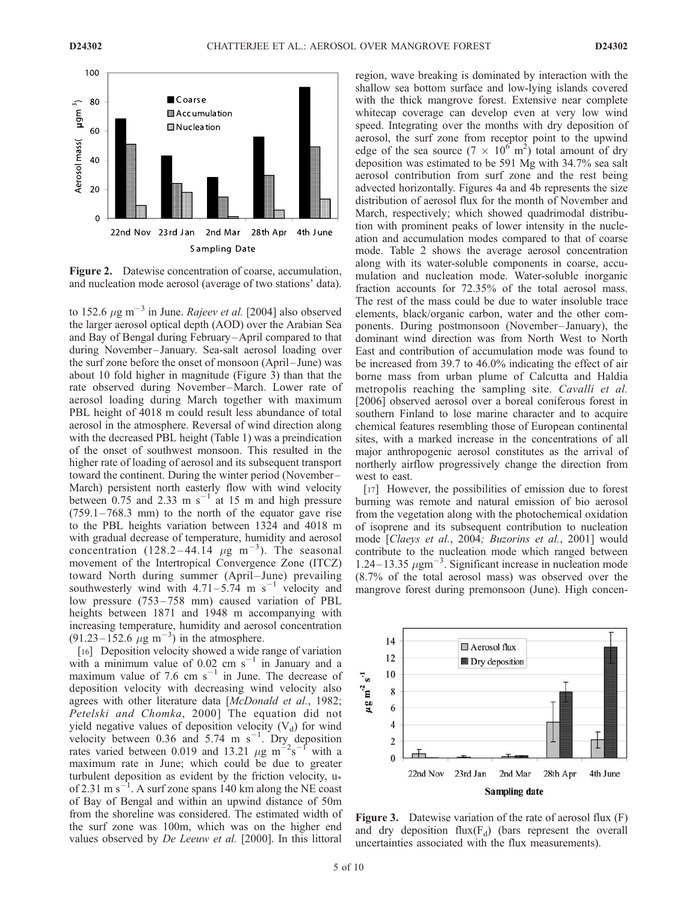**Figure 2.** Datewise concentration of coarse, accumulation, and nucleation mode aerosol (average of two stations' data).

to 152.6 $\mu$g m$^{-3}$ in June. *Rajeev et al.* [2004] also observed the larger aerosol optical depth (AOD) over the Arabian Sea and Bay of Bengal during February–April compared to that during November–January. Sea-salt aerosol loading over the surf zone before the onset of monsoon (April–June) was about 10 fold higher in magnitude (Figure 3) than that the rate observed during November–March. Lower rate of aerosol loading during March together with maximum PBL height of 4018 m could result less abundance of total aerosol in the atmosphere. Reversal of wind direction along with the decreased PBL height (Table 1) was a preindication of the onset of southwest monsoon. This resulted in the higher rate of loading of aerosol and its subsequent transport toward the continent. During the winter period (November–March) persistent north easterly flow with wind velocity between 0.75 and 2.33 m s$^{-1}$ at 15 m and high pressure (759.1–768.3 mm) to the north of the equator gave rise to the PBL heights variation between 1324 and 4018 m with gradual decrease of temperature, humidity and aerosol concentration (128.2–44.14 $\mu$g m$^{-3}$). The seasonal movement of the Intertropical Convergence Zone (ITCZ) toward North during summer (April–June) prevailing southwesterly wind with 4.71–5.74 m s$^{-1}$ velocity and low pressure (753–758 mm) caused variation of PBL heights between 1871 and 1948 m accompanying with increasing temperature, humidity and aerosol concentration (91.23–152.6 $\mu$g m$^{-3}$) in the atmosphere.

[16] Deposition velocity showed a wide range of variation with a minimum value of 0.02 cm s$^{-1}$ in January and a maximum value of 7.6 cm s$^{-1}$ in June. The decrease of deposition velocity with decreasing wind velocity also agrees with other literature data [*McDonald et al.*, 1982; *Petelski and Chomka*, 2000] The equation did not yield negative values of deposition velocity ($V_d$) for wind velocity between 0.36 and 5.74 m s$^{-1}$. Dry deposition rates varied between 0.019 and 13.21 $\mu$g m$^{-2}$s$^{-1}$ with a maximum rate in June; which could be due to greater turbulent deposition as evident by the friction velocity, $u_*$ of 2.31 m s$^{-1}$. A surf zone spans 140 km along the NE coast of Bay of Bengal and within an upwind distance of 50m from the shoreline was considered. The estimated width of the surf zone was 100m, which was on the higher end values observed by *De Leeuw et al.* [2000]. In this littoral region, wave breaking is dominated by interaction with the shallow sea bottom surface and low-lying islands covered with the thick mangrove forest. Extensive near complete whitecap coverage can develop even at very low wind speed. Integrating over the months with dry deposition of aerosol, the surf zone from receptor point to the upwind edge of the sea source ($7 \times 10^6$ m$^2$) total amount of dry deposition was estimated to be 591 Mg with 34.7% sea salt aerosol contribution from surf zone and the rest being advected horizontally. Figures 4a and 4b represents the size distribution of aerosol flux for the month of November and March, respectively; which showed quadrimodal distribution with prominent peaks of lower intensity in the nucleation and accumulation modes compared to that of coarse mode. Table 2 shows the average aerosol concentration along with its water-soluble components in coarse, accumulation and nucleation mode. Water-soluble inorganic fraction accounts for 72.35% of the total aerosol mass. The rest of the mass could be due to water insoluble trace elements, black/organic carbon, water and the other components. During postmonsoon (November–January), the dominant wind direction was from North West to North East and contribution of accumulation mode was found to be increased from 39.7 to 46.0% indicating the effect of air borne mass from urban plume of Calcutta and Haldia metropolis reaching the sampling site. *Cavalli et al.* [2006] observed aerosol over a boreal coniferous forest in southern Finland to lose marine character and to acquire chemical features resembling those of European continental sites, with a marked increase in the concentrations of all major anthropogenic aerosol constitutes as the arrival of northerly airflow progressively change the direction from west to east.

[17] However, the possibilities of emission due to forest burning was remote and natural emission of bio aerosol from the vegetation along with the photochemical oxidation of isoprene and its subsequent contribution to nucleation mode [*Claeys et al.*, 2004; *Buzorins et al.*, 2001] would contribute to the nucleation mode which ranged between 1.24–13.35 $\mu$gm$^{-3}$. Significant increase in nucleation mode (8.7% of the total aerosol mass) was observed over the mangrove forest during premonsoon (June). High concen-

**Figure 3.** Datewise variation of the rate of aerosol flux (F) and dry deposition flux($F_d$) (bars represent the overall uncertainties associated with the flux measurements).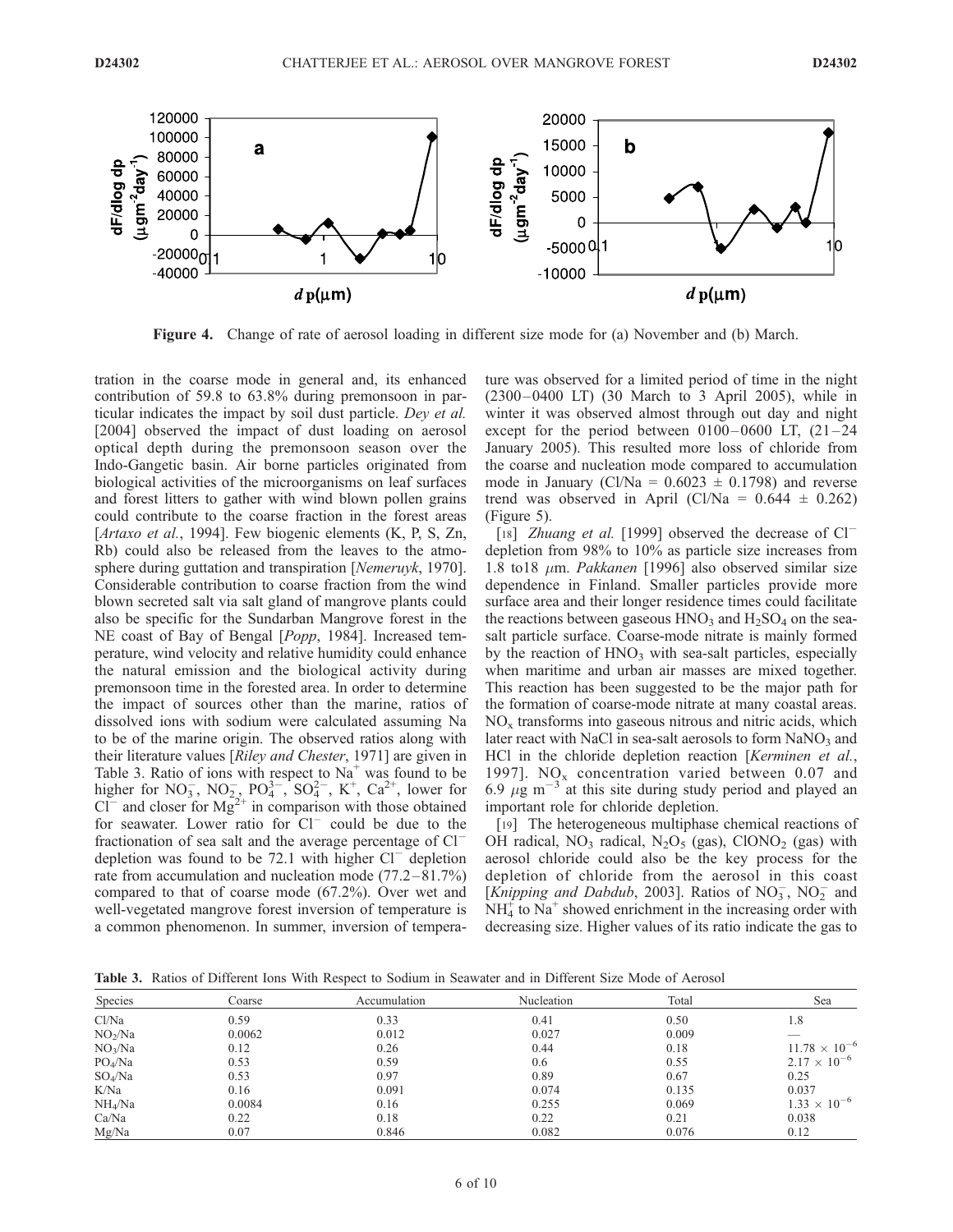Figure 4. Change of rate of aerosol loading in different size mode for (a) November and (b) March.

tration in the coarse mode in general and, its enhanced contribution of 59.8 to 63.8% during premonsoon in particular indicates the impact by soil dust particle. *Dey et al.* [2004] observed the impact of dust loading on aerosol optical depth during the premonsoon season over the Indo-Gangetic basin. Air borne particles originated from biological activities of the microorganisms on leaf surfaces and forest litters to gather with wind blown pollen grains could contribute to the coarse fraction in the forest areas [*Artaxo et al.*, 1994]. Few biogenic elements (K, P, S, Zn, Rb) could also be released from the leaves to the atmosphere during guttation and transpiration [*Nemeruyk*, 1970]. Considerable contribution to coarse fraction from the wind blown secreted salt via salt gland of mangrove plants could also be specific for the Sundarban Mangrove forest in the NE coast of Bay of Bengal [*Popp*, 1984]. Increased temperature, wind velocity and relative humidity could enhance the natural emission and the biological activity during premonsoon time in the forested area. In order to determine the impact of sources other than the marine, ratios of dissolved ions with sodium were calculated assuming Na to be of the marine origin. The observed ratios along with their literature values [*Riley and Chester*, 1971] are given in Table 3. Ratio of ions with respect to $Na^+$ was found to be higher for $NO_3^-$, $NO_2^-$, $PO_4^{3-}$, $SO_4^{2-}$, $K^+$, $Ca^{2+}$, lower for $Cl^-$ and closer for $Mg^{2+}$ in comparison with those obtained for seawater. Lower ratio for $Cl^-$ could be due to the fractionation of sea salt and the average percentage of $Cl^-$ depletion was found to be 72.1 with higher $Cl^-$ depletion rate from accumulation and nucleation mode (77.2–81.7%) compared to that of coarse mode (67.2%). Over wet and well-vegetated mangrove forest inversion of temperature is a common phenomenon. In summer, inversion of temperature was observed for a limited period of time in the night (2300–0400 LT) (30 March to 3 April 2005), while in winter it was observed almost through out day and night except for the period between 0100–0600 LT, (21–24 January 2005). This resulted more loss of chloride from the coarse and nucleation mode compared to accumulation mode in January (Cl/Na = 0.6023 ± 0.1798) and reverse trend was observed in April (Cl/Na = 0.644 ± 0.262) (Figure 5).

[18] *Zhuang et al.* [1999] observed the decrease of $Cl^-$ depletion from 98% to 10% as particle size increases from 1.8 to18 μm. *Pakkanen* [1996] also observed similar size dependence in Finland. Smaller particles provide more surface area and their longer residence times could facilitate the reactions between gaseous $HNO_3$ and $H_2SO_4$ on the sea-salt particle surface. Coarse-mode nitrate is mainly formed by the reaction of $HNO_3$ with sea-salt particles, especially when maritime and urban air masses are mixed together. This reaction has been suggested to be the major path for the formation of coarse-mode nitrate at many coastal areas. $NO_x$ transforms into gaseous nitrous and nitric acids, which later react with NaCl in sea-salt aerosols to form $NaNO_3$ and HCl in the chloride depletion reaction [*Kerminen et al.*, 1997]. $NO_x$ concentration varied between 0.07 and 6.9 $\mu g\ m^{-3}$ at this site during study period and played an important role for chloride depletion.

[19] The heterogeneous multiphase chemical reactions of OH radical, $NO_3$ radical, $N_2O_5$ (gas), $ClONO_2$ (gas) with aerosol chloride could also be the key process for the depletion of chloride from the aerosol in this coast [*Knipping and Dabdub*, 2003]. Ratios of $NO_3^-$, $NO_2^-$ and $NH_4^+$ to $Na^+$ showed enrichment in the increasing order with decreasing size. Higher values of its ratio indicate the gas to

**Table 3.** Ratios of Different Ions With Respect to Sodium in Seawater and in Different Size Mode of Aerosol

| Species | Coarse | Accumulation | Nucleation | Total | Sea |
|---|---|---|---|---|---|
| Cl/Na | 0.59 | 0.33 | 0.41 | 0.50 | 1.8 |
| $NO_2$/Na | 0.0062 | 0.012 | 0.027 | 0.009 | — |
| $NO_3$/Na | 0.12 | 0.26 | 0.44 | 0.18 | $11.78 \times 10^{-6}$ |
| $PO_4$/Na | 0.53 | 0.59 | 0.6 | 0.55 | $2.17 \times 10^{-6}$ |
| $SO_4$/Na | 0.53 | 0.97 | 0.89 | 0.67 | 0.25 |
| K/Na | 0.16 | 0.091 | 0.074 | 0.135 | 0.037 |
| $NH_4$/Na | 0.0084 | 0.16 | 0.255 | 0.069 | $1.33 \times 10^{-6}$ |
| Ca/Na | 0.22 | 0.18 | 0.22 | 0.21 | 0.038 |
| Mg/Na | 0.07 | 0.846 | 0.082 | 0.076 | 0.12 |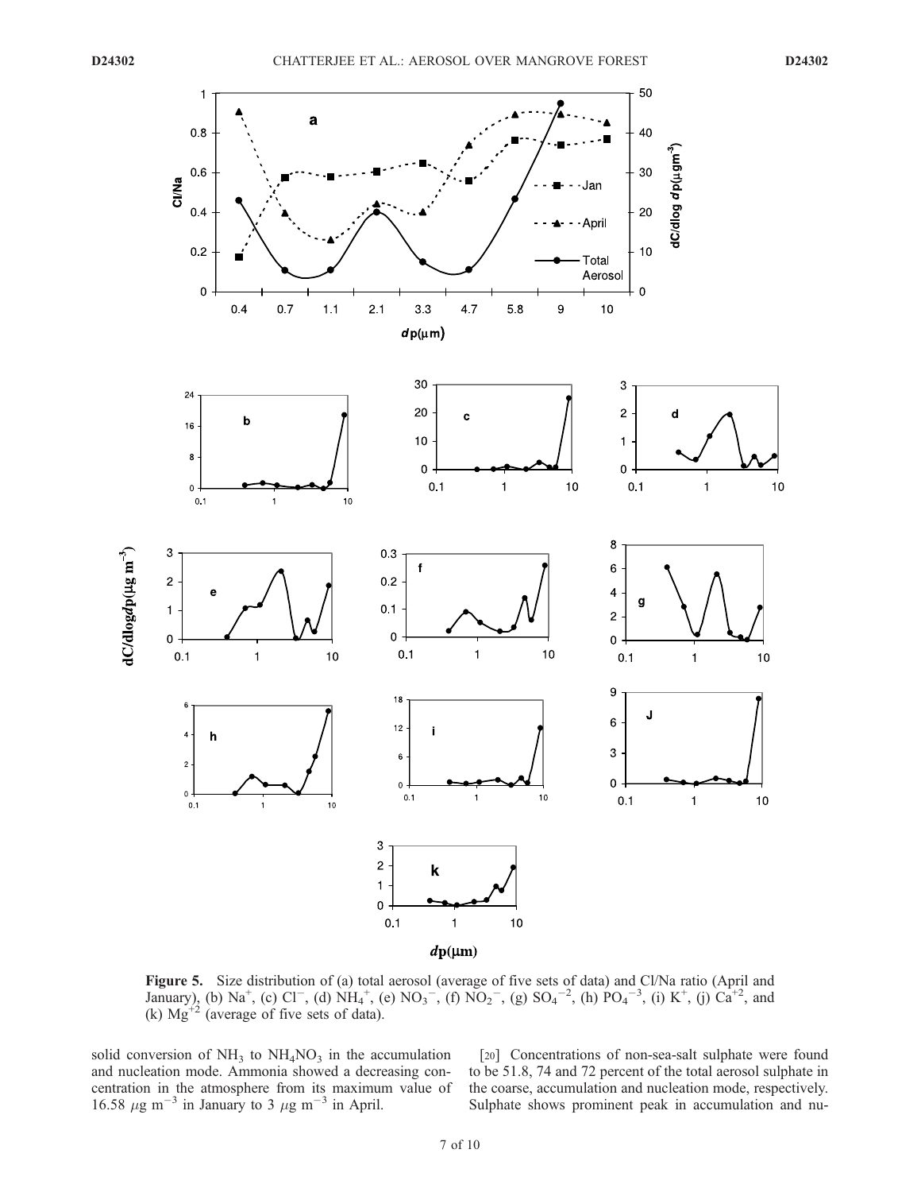Figure 5. Size distribution of (a) total aerosol (average of five sets of data) and Cl/Na ratio (April and January), (b) $Na^+$, (c) $Cl^-$, (d) $NH_4^+$, (e) $NO_3^-$, (f) $NO_2^-$, (g) $SO_4^{-2}$, (h) $PO_4^{-3}$, (i) $K^+$, (j) $Ca^{+2}$, and (k) $Mg^{+2}$ (average of five sets of data).

solid conversion of $NH_3$ to $NH_4NO_3$ in the accumulation and nucleation mode. Ammonia showed a decreasing concentration in the atmosphere from its maximum value of 16.58 $\mu g\ m^{-3}$ in January to 3 $\mu g\ m^{-3}$ in April.

[20] Concentrations of non-sea-salt sulphate were found to be 51.8, 74 and 72 percent of the total aerosol sulphate in the coarse, accumulation and nucleation mode, respectively. Sulphate shows prominent peak in accumulation and nu-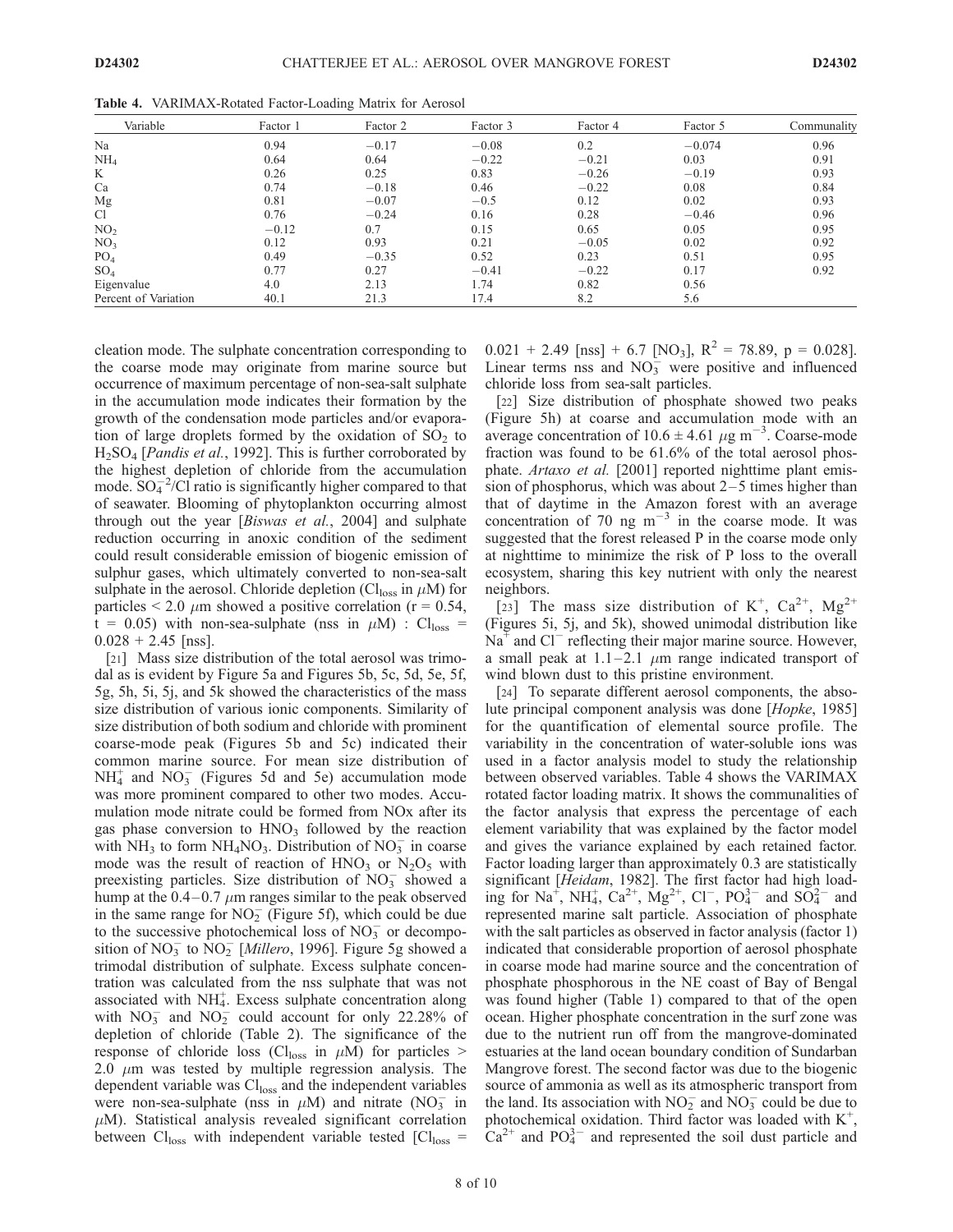**Table 4.** VARIMAX-Rotated Factor-Loading Matrix for Aerosol

| Variable | Factor 1 | Factor 2 | Factor 3 | Factor 4 | Factor 5 | Communality |
|---|---|---|---|---|---|---|
| Na | 0.94 | −0.17 | −0.08 | 0.2 | −0.074 | 0.96 |
| $NH_4$ | 0.64 | 0.64 | −0.22 | −0.21 | 0.03 | 0.91 |
| K | 0.26 | 0.25 | 0.83 | −0.26 | −0.19 | 0.93 |
| Ca | 0.74 | −0.18 | 0.46 | −0.22 | 0.08 | 0.84 |
| Mg | 0.81 | −0.07 | −0.5 | 0.12 | 0.02 | 0.93 |
| Cl | 0.76 | −0.24 | 0.16 | 0.28 | −0.46 | 0.96 |
| $NO_2$ | −0.12 | 0.7 | 0.15 | 0.65 | 0.05 | 0.95 |
| $NO_3$ | 0.12 | 0.93 | 0.21 | −0.05 | 0.02 | 0.92 |
| $PO_4$ | 0.49 | −0.35 | 0.52 | 0.23 | 0.51 | 0.95 |
| $SO_4$ | 0.77 | 0.27 | −0.41 | −0.22 | 0.17 | 0.92 |
| Eigenvalue | 4.0 | 2.13 | 1.74 | 0.82 | 0.56 | |
| Percent of Variation | 40.1 | 21.3 | 17.4 | 8.2 | 5.6 | |

cleation mode. The sulphate concentration corresponding to the coarse mode may originate from marine source but occurrence of maximum percentage of non-sea-salt sulphate in the accumulation mode indicates their formation by the growth of the condensation mode particles and/or evaporation of large droplets formed by the oxidation of $SO_2$ to $H_2SO_4$ [*Pandis et al.*, 1992]. This is further corroborated by the highest depletion of chloride from the accumulation mode. $SO_4^{-2}$/Cl ratio is significantly higher compared to that of seawater. Blooming of phytoplankton occurring almost through out the year [*Biswas et al.*, 2004] and sulphate reduction occurring in anoxic condition of the sediment could result considerable emission of biogenic emission of sulphur gases, which ultimately converted to non-sea-salt sulphate in the aerosol. Chloride depletion ($Cl_{loss}$ in $\mu$M) for particles < 2.0 $\mu$m showed a positive correlation ($r = 0.54$, $t = 0.05$) with non-sea-sulphate (nss in $\mu$M) : $Cl_{loss} = 0.028 + 2.45$ [nss].

[21] Mass size distribution of the total aerosol was trimodal as is evident by Figure 5a and Figures 5b, 5c, 5d, 5e, 5f, 5g, 5h, 5i, 5j, and 5k showed the characteristics of the mass size distribution of various ionic components. Similarity of size distribution of both sodium and chloride with prominent coarse-mode peak (Figures 5b and 5c) indicated their common marine source. For mean size distribution of $NH_4^+$ and $NO_3^-$ (Figures 5d and 5e) accumulation mode was more prominent compared to other two modes. Accumulation mode nitrate could be formed from NOx after its gas phase conversion to $HNO_3$ followed by the reaction with $NH_3$ to form $NH_4NO_3$. Distribution of $NO_3^-$ in coarse mode was the result of reaction of $HNO_3$ or $N_2O_5$ with preexisting particles. Size distribution of $NO_3^-$ showed a hump at the 0.4–0.7 $\mu$m ranges similar to the peak observed in the same range for $NO_2^-$ (Figure 5f), which could be due to the successive photochemical loss of $NO_3^-$ or decomposition of $NO_3^-$ to $NO_2^-$ [*Millero*, 1996]. Figure 5g showed a trimodal distribution of sulphate. Excess sulphate concentration was calculated from the nss sulphate that was not associated with $NH_4^+$. Excess sulphate concentration along with $NO_3^-$ and $NO_2^-$ could account for only 22.28% of depletion of chloride (Table 2). The significance of the response of chloride loss ($Cl_{loss}$ in $\mu$M) for particles > 2.0 $\mu$m was tested by multiple regression analysis. The dependent variable was $Cl_{loss}$ and the independent variables were non-sea-sulphate (nss in $\mu$M) and nitrate ($NO_3^-$ in $\mu$M). Statistical analysis revealed significant correlation between $Cl_{loss}$ with independent variable tested [$Cl_{loss} = 0.021 + 2.49$ [nss] $+ 6.7$ [$NO_3$], $R^2 = 78.89$, $p = 0.028$]. Linear terms nss and $NO_3^-$ were positive and influenced chloride loss from sea-salt particles.

[22] Size distribution of phosphate showed two peaks (Figure 5h) at coarse and accumulation mode with an average concentration of $10.6 \pm 4.61$ $\mu g\ m^{-3}$. Coarse-mode fraction was found to be 61.6% of the total aerosol phosphate. *Artaxo et al.* [2001] reported nighttime plant emission of phosphorus, which was about 2–5 times higher than that of daytime in the Amazon forest with an average concentration of 70 ng $m^{-3}$ in the coarse mode. It was suggested that the forest released P in the coarse mode only at nighttime to minimize the risk of P loss to the overall ecosystem, sharing this key nutrient with only the nearest neighbors.

[23] The mass size distribution of $K^+$, $Ca^{2+}$, $Mg^{2+}$ (Figures 5i, 5j, and 5k), showed unimodal distribution like $Na^+$ and $Cl^-$ reflecting their major marine source. However, a small peak at 1.1–2.1 $\mu$m range indicated transport of wind blown dust to this pristine environment.

[24] To separate different aerosol components, the absolute principal component analysis was done [*Hopke*, 1985] for the quantification of elemental source profile. The variability in the concentration of water-soluble ions was used in a factor analysis model to study the relationship between observed variables. Table 4 shows the VARIMAX rotated factor loading matrix. It shows the communalities of the factor analysis that express the percentage of each element variability that was explained by the factor model and gives the variance explained by each retained factor. Factor loading larger than approximately 0.3 are statistically significant [*Heidam*, 1982]. The first factor had high loading for $Na^+$, $NH_4^+$, $Ca^{2+}$, $Mg^{2+}$, $Cl^-$, $PO_4^{3-}$ and $SO_4^{2-}$ and represented marine salt particle. Association of phosphate with the salt particles as observed in factor analysis (factor 1) indicated that considerable proportion of aerosol phosphate in coarse mode had marine source and the concentration of phosphate phosphorous in the NE coast of Bay of Bengal was found higher (Table 1) compared to that of the open ocean. Higher phosphate concentration in the surf zone was due to the nutrient run off from the mangrove-dominated estuaries at the land ocean boundary condition of Sundarban Mangrove forest. The second factor was due to the biogenic source of ammonia as well as its atmospheric transport from the land. Its association with $NO_2^-$ and $NO_3^-$ could be due to photochemical oxidation. Third factor was loaded with $K^+$, $Ca^{2+}$ and $PO_4^{3-}$ and represented the soil dust particle and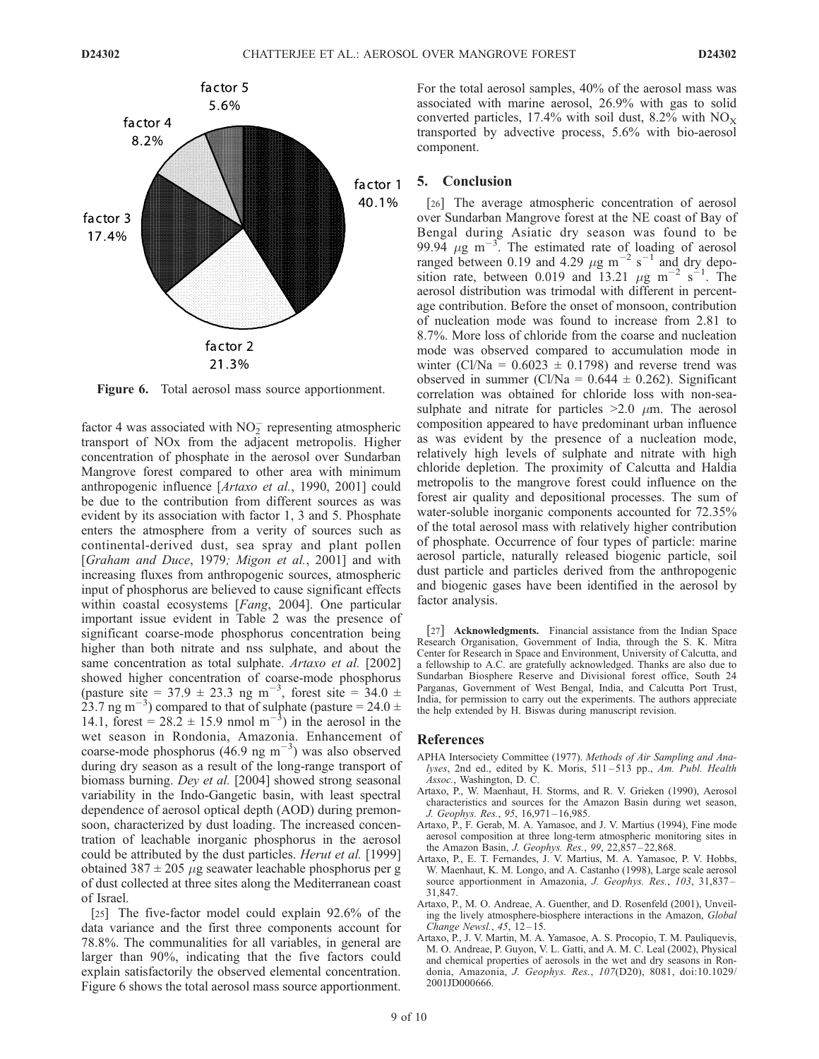factor 5 5.6%

factor 4 8.2%

factor 3 17.4%

factor 1 40.1%

factor 2 21.3%

**Figure 6.** Total aerosol mass source apportionment.

factor 4 was associated with $NO_2^-$ representing atmospheric transport of NOx from the adjacent metropolis. Higher concentration of phosphate in the aerosol over Sundarban Mangrove forest compared to other area with minimum anthropogenic influence [*Artaxo et al.*, 1990, 2001] could be due to the contribution from different sources as was evident by its association with factor 1, 3 and 5. Phosphate enters the atmosphere from a verity of sources such as continental-derived dust, sea spray and plant pollen [*Graham and Duce*, 1979; *Migon et al.*, 2001] and with increasing fluxes from anthropogenic sources, atmospheric input of phosphorus are believed to cause significant effects within coastal ecosystems [*Fang*, 2004]. One particular important issue evident in Table 2 was the presence of significant coarse-mode phosphorus concentration being higher than both nitrate and nss sulphate, and about the same concentration as total sulphate. *Artaxo et al.* [2002] showed higher concentration of coarse-mode phosphorus (pasture site = 37.9 ± 23.3 ng $m^{-3}$, forest site = 34.0 ± 23.7 ng $m^{-3}$) compared to that of sulphate (pasture = 24.0 ± 14.1, forest = 28.2 ± 15.9 nmol $m^{-3}$) in the aerosol in the wet season in Rondonia, Amazonia. Enhancement of coarse-mode phosphorus (46.9 ng $m^{-3}$) was also observed during dry season as a result of the long-range transport of biomass burning. *Dey et al.* [2004] showed strong seasonal variability in the Indo-Gangetic basin, with least spectral dependence of aerosol optical depth (AOD) during premonsoon, characterized by dust loading. The increased concentration of leachable inorganic phosphorus in the aerosol could be attributed by the dust particles. *Herut et al.* [1999] obtained 387 ± 205 $\mu$g seawater leachable phosphorus per g of dust collected at three sites along the Mediterranean coast of Israel.

[25] The five-factor model could explain 92.6% of the data variance and the first three components account for 78.8%. The communalities for all variables, in general are larger than 90%, indicating that the five factors could explain satisfactorily the observed elemental concentration. Figure 6 shows the total aerosol mass source apportionment. For the total aerosol samples, 40% of the aerosol mass was associated with marine aerosol, 26.9% with gas to solid converted particles, 17.4% with soil dust, 8.2% with $NO_X$ transported by advective process, 5.6% with bio-aerosol component.

## 5. Conclusion

[26] The average atmospheric concentration of aerosol over Sundarban Mangrove forest at the NE coast of Bay of Bengal during Asiatic dry season was found to be 99.94 $\mu$g $m^{-3}$. The estimated rate of loading of aerosol ranged between 0.19 and 4.29 $\mu$g $m^{-2}$ $s^{-1}$ and dry deposition rate, between 0.019 and 13.21 $\mu$g $m^{-2}$ $s^{-1}$. The aerosol distribution was trimodal with different in percentage contribution. Before the onset of monsoon, contribution of nucleation mode was found to increase from 2.81 to 8.7%. More loss of chloride from the coarse and nucleation mode was observed compared to accumulation mode in winter (Cl/Na = 0.6023 ± 0.1798) and reverse trend was observed in summer (Cl/Na = 0.644 ± 0.262). Significant correlation was obtained for chloride loss with non-sea-sulphate and nitrate for particles >2.0 $\mu$m. The aerosol composition appeared to have predominant urban influence as was evident by the presence of a nucleation mode, relatively high levels of sulphate and nitrate with high chloride depletion. The proximity of Calcutta and Haldia metropolis to the mangrove forest could influence on the forest air quality and depositional processes. The sum of water-soluble inorganic components accounted for 72.35% of the total aerosol mass with relatively higher contribution of phosphate. Occurrence of four types of particle: marine aerosol particle, naturally released biogenic particle, soil dust particle and particles derived from the anthropogenic and biogenic gases have been identified in the aerosol by factor analysis.

[27] **Acknowledgments.** Financial assistance from the Indian Space Research Organisation, Government of India, through the S. K. Mitra Center for Research in Space and Environment, University of Calcutta, and a fellowship to A.C. are gratefully acknowledged. Thanks are also due to Sundarban Biosphere Reserve and Divisional forest office, South 24 Parganas, Government of West Bengal, India, and Calcutta Port Trust, India, for permission to carry out the experiments. The authors appreciate the help extended by H. Biswas during manuscript revision.

## References

APHA Intersociety Committee (1977). *Methods of Air Sampling and Analyses*, 2nd ed., edited by K. Moris, 511–513 pp., *Am. Publ. Health Assoc.*, Washington, D. C.

Artaxo, P., W. Maenhaut, H. Storms, and R. V. Grieken (1990), Aerosol characteristics and sources for the Amazon Basin during wet season, *J. Geophys. Res.*, *95*, 16,971–16,985.

Artaxo, P., F. Gerab, M. A. Yamasoe, and J. V. Martius (1994), Fine mode aerosol composition at three long-term atmospheric monitoring sites in the Amazon Basin, *J. Geophys. Res.*, *99*, 22,857–22,868.

Artaxo, P., E. T. Fernandes, J. V. Martius, M. A. Yamasoe, P. V. Hobbs, W. Maenhaut, K. M. Longo, and A. Castanho (1998), Large scale aerosol source apportionment in Amazonia, *J. Geophys. Res.*, *103*, 31,837–31,847.

Artaxo, P., M. O. Andreae, A. Guenther, and D. Rosenfeld (2001), Unveiling the lively atmosphere-biosphere interactions in the Amazon, *Global Change Newsl.*, *45*, 12–15.

Artaxo, P., J. V. Martin, M. A. Yamasoe, A. S. Procopio, T. M. Pauliquevis, M. O. Andreae, P. Guyon, V. L. Gatti, and A. M. C. Leal (2002), Physical and chemical properties of aerosols in the wet and dry seasons in Rondonia, Amazonia, *J. Geophys. Res.*, *107*(D20), 8081, doi:10.1029/2001JD000666.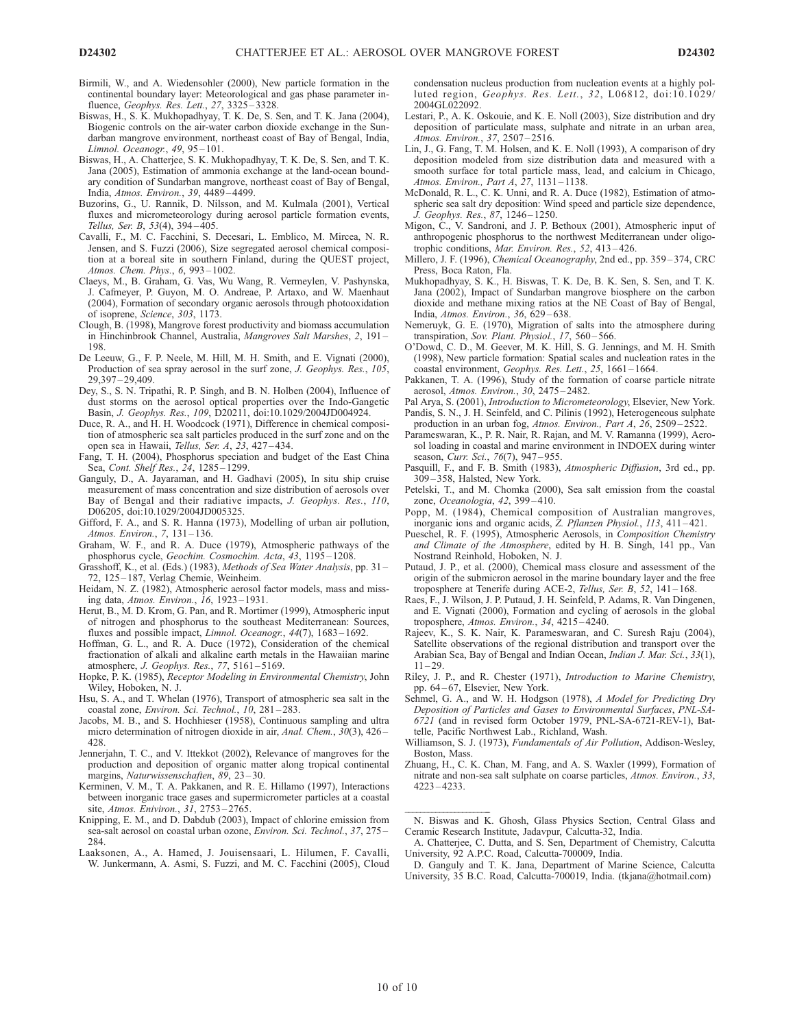Birmili, W., and A. Wiedensohler (2000), New particle formation in the continental boundary layer: Meteorological and gas phase parameter influence, *Geophys. Res. Lett.*, *27*, 3325–3328.

Biswas, H., S. K. Mukhopadhyay, T. K. De, S. Sen, and T. K. Jana (2004), Biogenic controls on the air-water carbon dioxide exchange in the Sundarban mangrove environment, northeast coast of Bay of Bengal, India, *Limnol. Oceanogr.*, *49*, 95–101.

Biswas, H., A. Chatterjee, S. K. Mukhopadhyay, T. K. De, S. Sen, and T. K. Jana (2005), Estimation of ammonia exchange at the land-ocean boundary condition of Sundarban mangrove, northeast coast of Bay of Bengal, India, *Atmos. Environ.*, *39*, 4489–4499.

Buzorins, G., U. Rannik, D. Nilsson, and M. Kulmala (2001), Vertical fluxes and micrometeorology during aerosol particle formation events, *Tellus, Ser. B*, *53*(4), 394–405.

Cavalli, F., M. C. Facchini, S. Decesari, L. Emblico, M. Mircea, N. R. Jensen, and S. Fuzzi (2006), Size segregated aerosol chemical composition at a boreal site in southern Finland, during the QUEST project, *Atmos. Chem. Phys.*, *6*, 993–1002.

Claeys, M., B. Graham, G. Vas, Wu Wang, R. Vermeylen, V. Pashynska, J. Cafmeyer, P. Guyon, M. O. Andreae, P. Artaxo, and W. Maenhaut (2004), Formation of secondary organic aerosols through photooxidation of isoprene, *Science*, *303*, 1173.

Clough, B. (1998), Mangrove forest productivity and biomass accumulation in Hinchinbrook Channel, Australia, *Mangroves Salt Marshes*, *2*, 191–198.

De Leeuw, G., F. P. Neele, M. Hill, M. H. Smith, and E. Vignati (2000), Production of sea spray aerosol in the surf zone, *J. Geophys. Res.*, *105*, 29,397–29,409.

Dey, S., S. N. Tripathi, R. P. Singh, and B. N. Holben (2004), Influence of dust storms on the aerosol optical properties over the Indo-Gangetic Basin, *J. Geophys. Res.*, *109*, D20211, doi:10.1029/2004JD004924.

Duce, R. A., and H. H. Woodcock (1971), Difference in chemical composition of atmospheric sea salt particles produced in the surf zone and on the open sea in Hawaii, *Tellus, Ser. A*, *23*, 427–434.

Fang, T. H. (2004), Phosphorus speciation and budget of the East China Sea, *Cont. Shelf Res.*, *24*, 1285–1299.

Ganguly, D., A. Jayaraman, and H. Gadhavi (2005), In situ ship cruise measurement of mass concentration and size distribution of aerosols over Bay of Bengal and their radiative impacts, *J. Geophys. Res.*, *110*, D06205, doi:10.1029/2004JD005325.

Gifford, F. A., and S. R. Hanna (1973), Modelling of urban air pollution, *Atmos. Environ.*, *7*, 131–136.

Graham, W. F., and R. A. Duce (1979), Atmospheric pathways of the phosphorus cycle, *Geochim. Cosmochim. Acta*, *43*, 1195–1208.

Grasshoff, K., et al. (Eds.) (1983), *Methods of Sea Water Analysis*, pp. 31–72, 125–187, Verlag Chemie, Weinheim.

Heidam, N. Z. (1982), Atmospheric aerosol factor models, mass and missing data, *Atmos. Environ.*, *16*, 1923–1931.

Herut, B., M. D. Krom, G. Pan, and R. Mortimer (1999), Atmospheric input of nitrogen and phosphorus to the southeast Mediterranean: Sources, fluxes and possible impact, *Limnol. Oceanogr.*, *44*(7), 1683–1692.

Hoffman, G. L., and R. A. Duce (1972), Consideration of the chemical fractionation of alkali and alkaline earth metals in the Hawaiian marine atmosphere, *J. Geophys. Res.*, *77*, 5161–5169.

Hopke, P. K. (1985), *Receptor Modeling in Environmental Chemistry*, John Wiley, Hoboken, N. J.

Hsu, S. A., and T. Whelan (1976), Transport of atmospheric sea salt in the coastal zone, *Environ. Sci. Technol.*, *10*, 281–283.

Jacobs, M. B., and S. Hochhieser (1958), Continuous sampling and ultra micro determination of nitrogen dioxide in air, *Anal. Chem.*, *30*(3), 426–428.

Jennerjahn, T. C., and V. Ittekkot (2002), Relevance of mangroves for the production and deposition of organic matter along tropical continental margins, *Naturwissenschaften*, *89*, 23–30.

Kerminen, V. M., T. A. Pakkanen, and R. E. Hillamo (1997), Interactions between inorganic trace gases and supermicrometer particles at a coastal site, *Atmos. Eniviron.*, *31*, 2753–2765.

Knipping, E. M., and D. Dabdub (2003), Impact of chlorine emission from sea-salt aerosol on coastal urban ozone, *Environ. Sci. Technol.*, *37*, 275–284.

Laaksonen, A., A. Hamed, J. Jouisensaari, L. Hilumen, F. Cavalli, W. Junkermann, A. Asmi, S. Fuzzi, and M. C. Facchini (2005), Cloud condensation nucleus production from nucleation events at a highly polluted region, *Geophys. Res. Lett.*, *32*, L06812, doi:10.1029/2004GL022092.

Lestari, P., A. K. Oskouie, and K. E. Noll (2003), Size distribution and dry deposition of particulate mass, sulphate and nitrate in an urban area, *Atmos. Environ.*, *37*, 2507–2516.

Lin, J., G. Fang, T. M. Holsen, and K. E. Noll (1993), A comparison of dry deposition modeled from size distribution data and measured with a smooth surface for total particle mass, lead, and calcium in Chicago, *Atmos. Environ., Part A*, *27*, 1131–1138.

McDonald, R. L., C. K. Unni, and R. A. Duce (1982), Estimation of atmospheric sea salt dry deposition: Wind speed and particle size dependence, *J. Geophys. Res.*, *87*, 1246–1250.

Migon, C., V. Sandroni, and J. P. Bethoux (2001), Atmospheric input of anthropogenic phosphorus to the northwest Mediterranean under oligotrophic conditions, *Mar. Environ. Res.*, *52*, 413–426.

Millero, J. F. (1996), *Chemical Oceanography*, 2nd ed., pp. 359–374, CRC Press, Boca Raton, Fla.

Mukhopadhyay, S. K., H. Biswas, T. K. De, B. K. Sen, S. Sen, and T. K. Jana (2002), Impact of Sundarban mangrove biosphere on the carbon dioxide and methane mixing ratios at the NE Coast of Bay of Bengal, India, *Atmos. Environ.*, *36*, 629–638.

Nemeruyk, G. E. (1970), Migration of salts into the atmosphere during transpiration, *Sov. Plant. Physiol.*, *17*, 560–566.

O'Dowd, C. D., M. Geever, M. K. Hill, S. G. Jennings, and M. H. Smith (1998), New particle formation: Spatial scales and nucleation rates in the coastal environment, *Geophys. Res. Lett.*, *25*, 1661–1664.

Pakkanen, T. A. (1996), Study of the formation of coarse particle nitrate aerosol, *Atmos. Environ.*, *30*, 2475–2482.

Pal Arya, S. (2001), *Introduction to Micrometeorology*, Elsevier, New York.

Pandis, S. N., J. H. Seinfeld, and C. Pilinis (1992), Heterogeneous sulphate production in an urban fog, *Atmos. Environ., Part A*, *26*, 2509–2522.

Parameswaran, K., P. R. Nair, R. Rajan, and M. V. Ramanna (1999), Aerosol loading in coastal and marine environment in INDOEX during winter season, *Curr. Sci.*, *76*(7), 947–955.

Pasquill, F., and F. B. Smith (1983), *Atmospheric Diffusion*, 3rd ed., pp. 309–358, Halsted, New York.

Petelski, T., and M. Chomka (2000), Sea salt emission from the coastal zone, *Oceanologia*, *42*, 399–410.

Popp, M. (1984), Chemical composition of Australian mangroves, inorganic ions and organic acids, *Z. Pflanzen Physiol.*, *113*, 411–421.

Pueschel, R. F. (1995), Atmospheric Aerosols, in *Composition Chemistry and Climate of the Atmosphere*, edited by H. B. Singh, 141 pp., Van Nostrand Reinhold, Hoboken, N. J.

Putaud, J. P., et al. (2000), Chemical mass closure and assessment of the origin of the submicron aerosol in the marine boundary layer and the free troposphere at Tenerife during ACE-2, *Tellus, Ser. B*, *52*, 141–168.

Raes, F., J. Wilson, J. P. Putaud, J. H. Seinfeld, P. Adams, R. Van Dingenen, and E. Vignati (2000), Formation and cycling of aerosols in the global troposphere, *Atmos. Environ.*, *34*, 4215–4240.

Rajeev, K., S. K. Nair, K. Parameswaran, and C. Suresh Raju (2004), Satellite observations of the regional distribution and transport over the Arabian Sea, Bay of Bengal and Indian Ocean, *Indian J. Mar. Sci.*, *33*(1), 11–29.

Riley, J. P., and R. Chester (1971), *Introduction to Marine Chemistry*, pp. 64–67, Elsevier, New York.

Sehmel, G. A., and W. H. Hodgson (1978), *A Model for Predicting Dry Deposition of Particles and Gases to Environmental Surfaces*, *PNL-SA-6721* (and in revised form October 1979, PNL-SA-6721-REV-1), Battelle, Pacific Northwest Lab., Richland, Wash.

Williamson, S. J. (1973), *Fundamentals of Air Pollution*, Addison-Wesley, Boston, Mass.

Zhuang, H., C. K. Chan, M. Fang, and A. S. Waxler (1999), Formation of nitrate and non-sea salt sulphate on coarse particles, *Atmos. Environ.*, *33*, 4223–4233.

---

N. Biswas and K. Ghosh, Glass Physics Section, Central Glass and Ceramic Research Institute, Jadavpur, Calcutta-32, India.

A. Chatterjee, C. Dutta, and S. Sen, Department of Chemistry, Calcutta University, 92 A.P.C. Road, Calcutta-700009, India.

D. Ganguly and T. K. Jana, Department of Marine Science, Calcutta University, 35 B.C. Road, Calcutta-700019, India. (tkjana@hotmail.com)